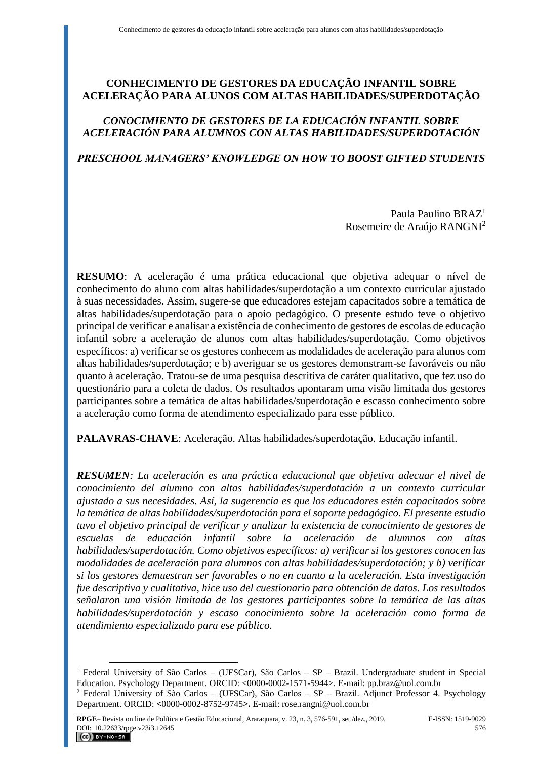# CONHECIMENTO DE GESTORES DA EDUCAÇÃO INFANTIL SOBRE ACELERAÇÃO PARA ALUNOS COM ALTAS HABILIDADES/SUPERDOTAÇÃO

## *CONOCIMIENTO DE GESTORES DE LA EDUCACIÓN INFANTIL SOBRE ACELERACIÓN PARA ALUMNOS CON ALTAS HABILIDADES/SUPERDOTACIÓN*

## *PRESCHOOL MANAGERS' KNOWLEDGE ON HOW TO BOOST GIFTED STUDENTS*

Paula Paulino BRAZ[1]
Rosemeire de Araújo RANGNI[2]

**RESUMO**: A aceleração é uma prática educacional que objetiva adequar o nível de conhecimento do aluno com altas habilidades/superdotação a um contexto curricular ajustado à suas necessidades. Assim, sugere-se que educadores estejam capacitados sobre a temática de altas habilidades/superdotação para o apoio pedagógico. O presente estudo teve o objetivo principal de verificar e analisar a existência de conhecimento de gestores de escolas de educação infantil sobre a aceleração de alunos com altas habilidades/superdotação. Como objetivos específicos: a) verificar se os gestores conhecem as modalidades de aceleração para alunos com altas habilidades/superdotação; e b) averiguar se os gestores demonstram-se favoráveis ou não quanto à aceleração. Tratou-se de uma pesquisa descritiva de caráter qualitativo, que fez uso do questionário para a coleta de dados. Os resultados apontaram uma visão limitada dos gestores participantes sobre a temática de altas habilidades/superdotação e escasso conhecimento sobre a aceleração como forma de atendimento especializado para esse público.

**PALAVRAS-CHAVE**: Aceleração. Altas habilidades/superdotação. Educação infantil.

***RESUMEN**: La aceleración es una práctica educacional que objetiva adecuar el nivel de conocimiento del alumno con altas habilidades/superdotación a un contexto curricular ajustado a sus necesidades. Así, la sugerencia es que los educadores estén capacitados sobre la temática de altas habilidades/superdotación para el soporte pedagógico. El presente estudio tuvo el objetivo principal de verificar y analizar la existencia de conocimiento de gestores de escuelas de educación infantil sobre la aceleración de alumnos con altas habilidades/superdotación. Como objetivos específicos: a) verificar si los gestores conocen las modalidades de aceleración para alumnos con altas habilidades/superdotación; y b) verificar si los gestores demuestran ser favorables o no en cuanto a la aceleración. Esta investigación fue descriptiva y cualitativa, hice uso del cuestionario para obtención de datos. Los resultados señalaron una visión limitada de los gestores participantes sobre la temática de las altas habilidades/superdotación y escaso conocimiento sobre la aceleración como forma de atendimiento especializado para ese público.*

---

[1] Federal University of São Carlos – (UFSCar), São Carlos – SP – Brazil. Undergraduate student in Special Education. Psychology Department. ORCID: <0000-0002-1571-5944>. E-mail: pp.braz@uol.com.br

[2] Federal University of São Carlos – (UFSCar), São Carlos – SP – Brazil. Adjunct Professor 4. Psychology Department. ORCID: <0000-0002-8752-9745>. E-mail: rose.rangni@uol.com.br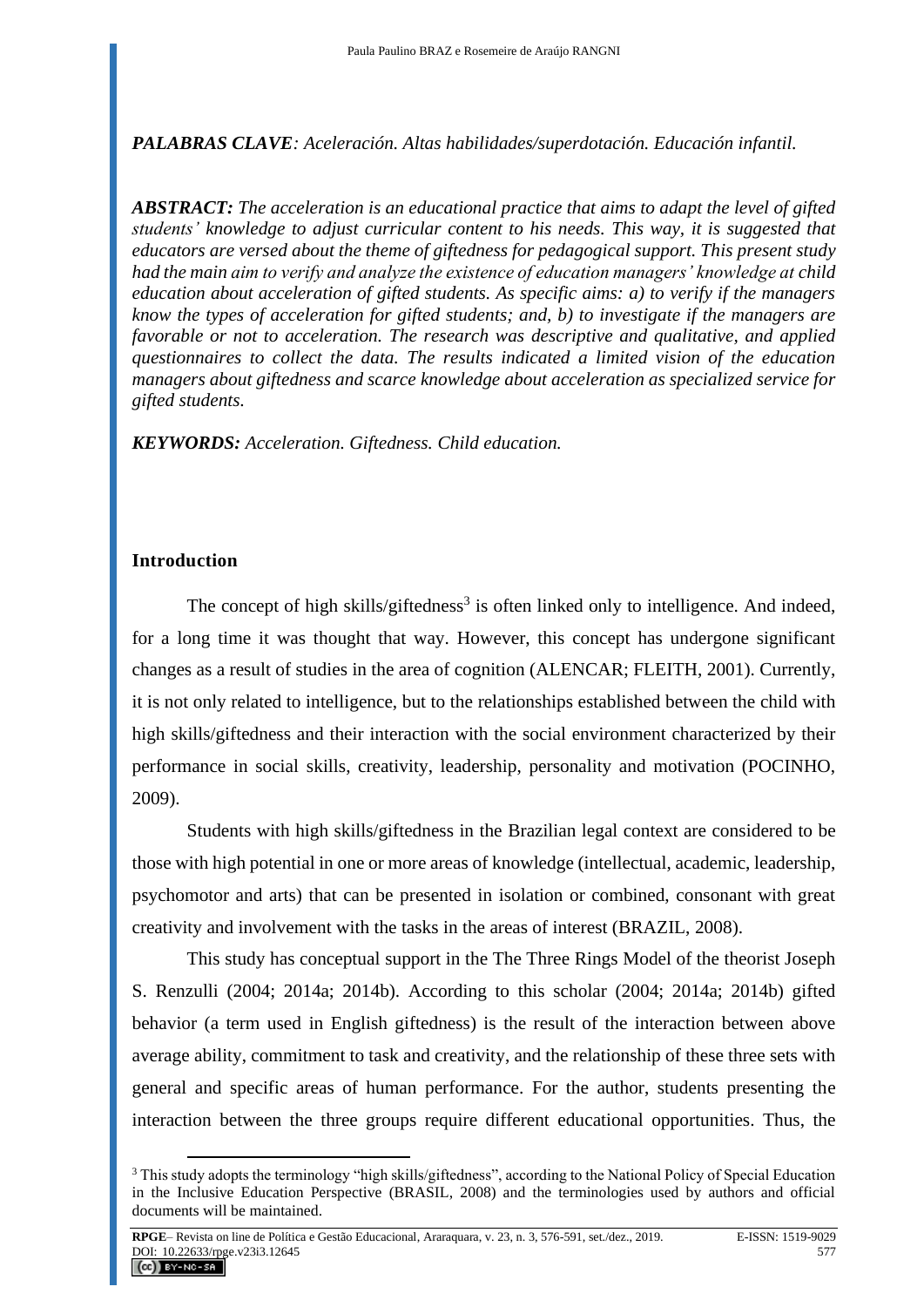***PALABRAS CLAVE****: Aceleración. Altas habilidades/superdotación. Educación infantil.*

***ABSTRACT:*** ***The acceleration is an educational practice that aims to adapt the level of gifted students' knowledge to adjust curricular content to his needs. This way, it is suggested that educators are versed about the theme of giftedness for pedagogical support. This present study had the main aim to verify and analyze the existence of education managers' knowledge at child education about acceleration of gifted students. As specific aims: a) to verify if the managers know the types of acceleration for gifted students; and, b) to investigate if the managers are favorable or not to acceleration. The research was descriptive and qualitative, and applied questionnaires to collect the data. The results indicated a limited vision of the education managers about giftedness and scarce knowledge about acceleration as specialized service for gifted students.***

***KEYWORDS:*** *Acceleration. Giftedness. Child education.*

## Introduction

The concept of high skills/giftedness[3] is often linked only to intelligence. And indeed, for a long time it was thought that way. However, this concept has undergone significant changes as a result of studies in the area of cognition (ALENCAR; FLEITH, 2001). Currently, it is not only related to intelligence, but to the relationships established between the child with high skills/giftedness and their interaction with the social environment characterized by their performance in social skills, creativity, leadership, personality and motivation (POCINHO, 2009).

Students with high skills/giftedness in the Brazilian legal context are considered to be those with high potential in one or more areas of knowledge (intellectual, academic, leadership, psychomotor and arts) that can be presented in isolation or combined, consonant with great creativity and involvement with the tasks in the areas of interest (BRAZIL, 2008).

This study has conceptual support in the The Three Rings Model of the theorist Joseph S. Renzulli (2004; 2014a; 2014b). According to this scholar (2004; 2014a; 2014b) gifted behavior (a term used in English giftedness) is the result of the interaction between above average ability, commitment to task and creativity, and the relationship of these three sets with general and specific areas of human performance. For the author, students presenting the interaction between the three groups require different educational opportunities. Thus, the

[3] This study adopts the terminology "high skills/giftedness", according to the National Policy of Special Education in the Inclusive Education Perspective (BRASIL, 2008) and the terminologies used by authors and official documents will be maintained.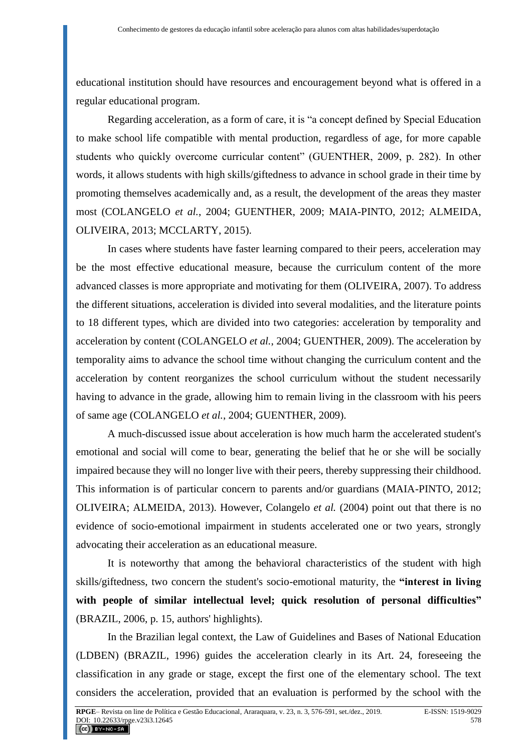educational institution should have resources and encouragement beyond what is offered in a regular educational program.

Regarding acceleration, as a form of care, it is "a concept defined by Special Education to make school life compatible with mental production, regardless of age, for more capable students who quickly overcome curricular content" (GUENTHER, 2009, p. 282). In other words, it allows students with high skills/giftedness to advance in school grade in their time by promoting themselves academically and, as a result, the development of the areas they master most (COLANGELO *et al.*, 2004; GUENTHER, 2009; MAIA-PINTO, 2012; ALMEIDA, OLIVEIRA, 2013; MCCLARTY, 2015).

In cases where students have faster learning compared to their peers, acceleration may be the most effective educational measure, because the curriculum content of the more advanced classes is more appropriate and motivating for them (OLIVEIRA, 2007). To address the different situations, acceleration is divided into several modalities, and the literature points to 18 different types, which are divided into two categories: acceleration by temporality and acceleration by content (COLANGELO *et al.*, 2004; GUENTHER, 2009). The acceleration by temporality aims to advance the school time without changing the curriculum content and the acceleration by content reorganizes the school curriculum without the student necessarily having to advance in the grade, allowing him to remain living in the classroom with his peers of same age (COLANGELO *et al.*, 2004; GUENTHER, 2009).

A much-discussed issue about acceleration is how much harm the accelerated student's emotional and social will come to bear, generating the belief that he or she will be socially impaired because they will no longer live with their peers, thereby suppressing their childhood. This information is of particular concern to parents and/or guardians (MAIA-PINTO, 2012; OLIVEIRA; ALMEIDA, 2013). However, Colangelo *et al.* (2004) point out that there is no evidence of socio-emotional impairment in students accelerated one or two years, strongly advocating their acceleration as an educational measure.

It is noteworthy that among the behavioral characteristics of the student with high skills/giftedness, two concern the student's socio-emotional maturity, the **"interest in living with people of similar intellectual level; quick resolution of personal difficulties"** (BRAZIL, 2006, p. 15, authors' highlights).

In the Brazilian legal context, the Law of Guidelines and Bases of National Education (LDBEN) (BRAZIL, 1996) guides the acceleration clearly in its Art. 24, foreseeing the classification in any grade or stage, except the first one of the elementary school. The text considers the acceleration, provided that an evaluation is performed by the school with the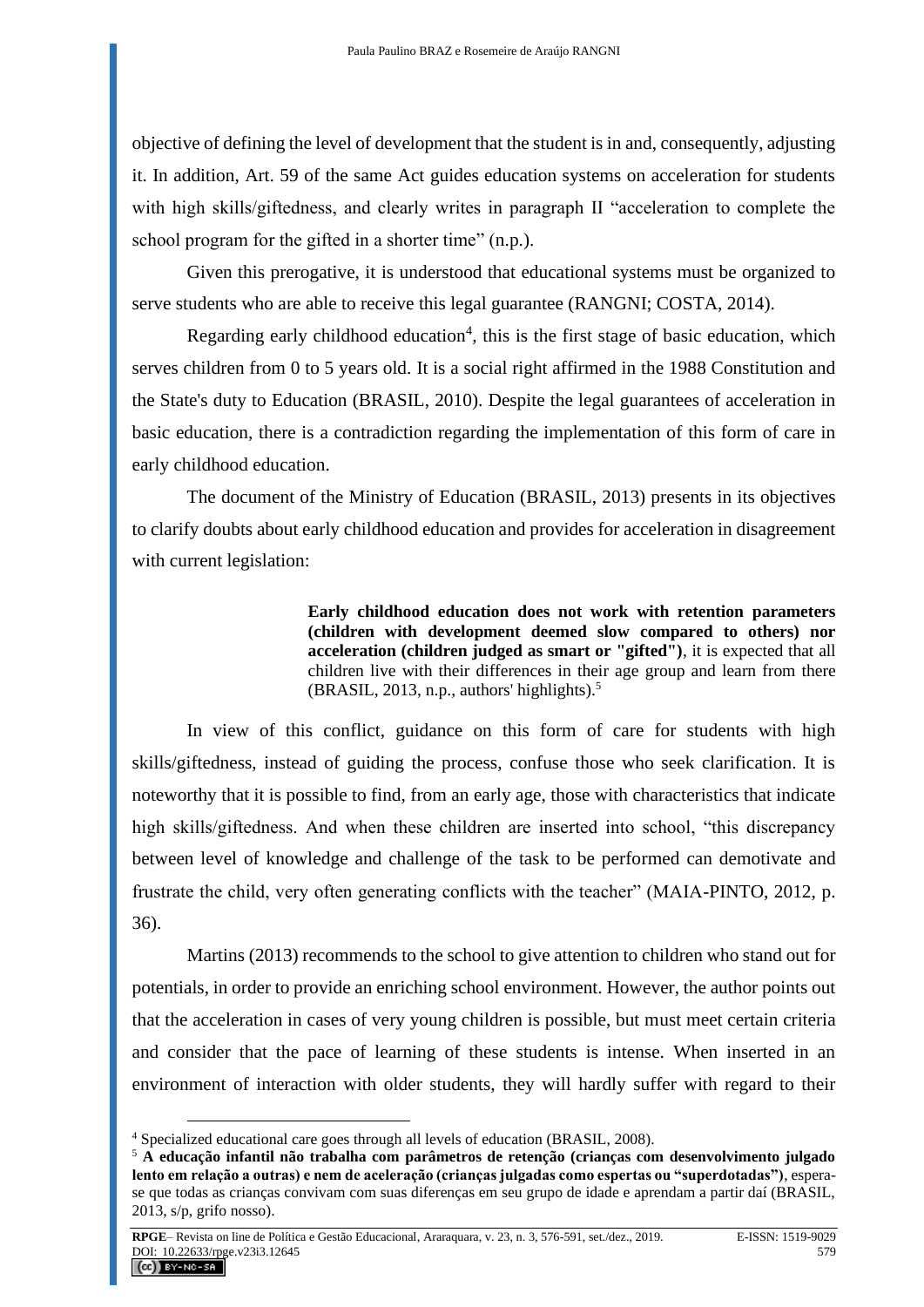objective of defining the level of development that the student is in and, consequently, adjusting it. In addition, Art. 59 of the same Act guides education systems on acceleration for students with high skills/giftedness, and clearly writes in paragraph II "acceleration to complete the school program for the gifted in a shorter time" (n.p.).

Given this prerogative, it is understood that educational systems must be organized to serve students who are able to receive this legal guarantee (RANGNI; COSTA, 2014).

Regarding early childhood education[4], this is the first stage of basic education, which serves children from 0 to 5 years old. It is a social right affirmed in the 1988 Constitution and the State's duty to Education (BRASIL, 2010). Despite the legal guarantees of acceleration in basic education, there is a contradiction regarding the implementation of this form of care in early childhood education.

The document of the Ministry of Education (BRASIL, 2013) presents in its objectives to clarify doubts about early childhood education and provides for acceleration in disagreement with current legislation:

> **Early childhood education does not work with retention parameters (children with development deemed slow compared to others) nor acceleration (children judged as smart or "gifted")**, it is expected that all children live with their differences in their age group and learn from there (BRASIL, 2013, n.p., authors' highlights).[5]

In view of this conflict, guidance on this form of care for students with high skills/giftedness, instead of guiding the process, confuse those who seek clarification. It is noteworthy that it is possible to find, from an early age, those with characteristics that indicate high skills/giftedness. And when these children are inserted into school, "this discrepancy between level of knowledge and challenge of the task to be performed can demotivate and frustrate the child, very often generating conflicts with the teacher" (MAIA-PINTO, 2012, p. 36).

Martins (2013) recommends to the school to give attention to children who stand out for potentials, in order to provide an enriching school environment. However, the author points out that the acceleration in cases of very young children is possible, but must meet certain criteria and consider that the pace of learning of these students is intense. When inserted in an environment of interaction with older students, they will hardly suffer with regard to their

---

[4] Specialized educational care goes through all levels of education (BRASIL, 2008).

[5] **A educação infantil não trabalha com parâmetros de retenção (crianças com desenvolvimento julgado lento em relação a outras) e nem de aceleração (crianças julgadas como espertas ou "superdotadas")**, espera-se que todas as crianças convivam com suas diferenças em seu grupo de idade e aprendam a partir daí (BRASIL, 2013, s/p, grifo nosso).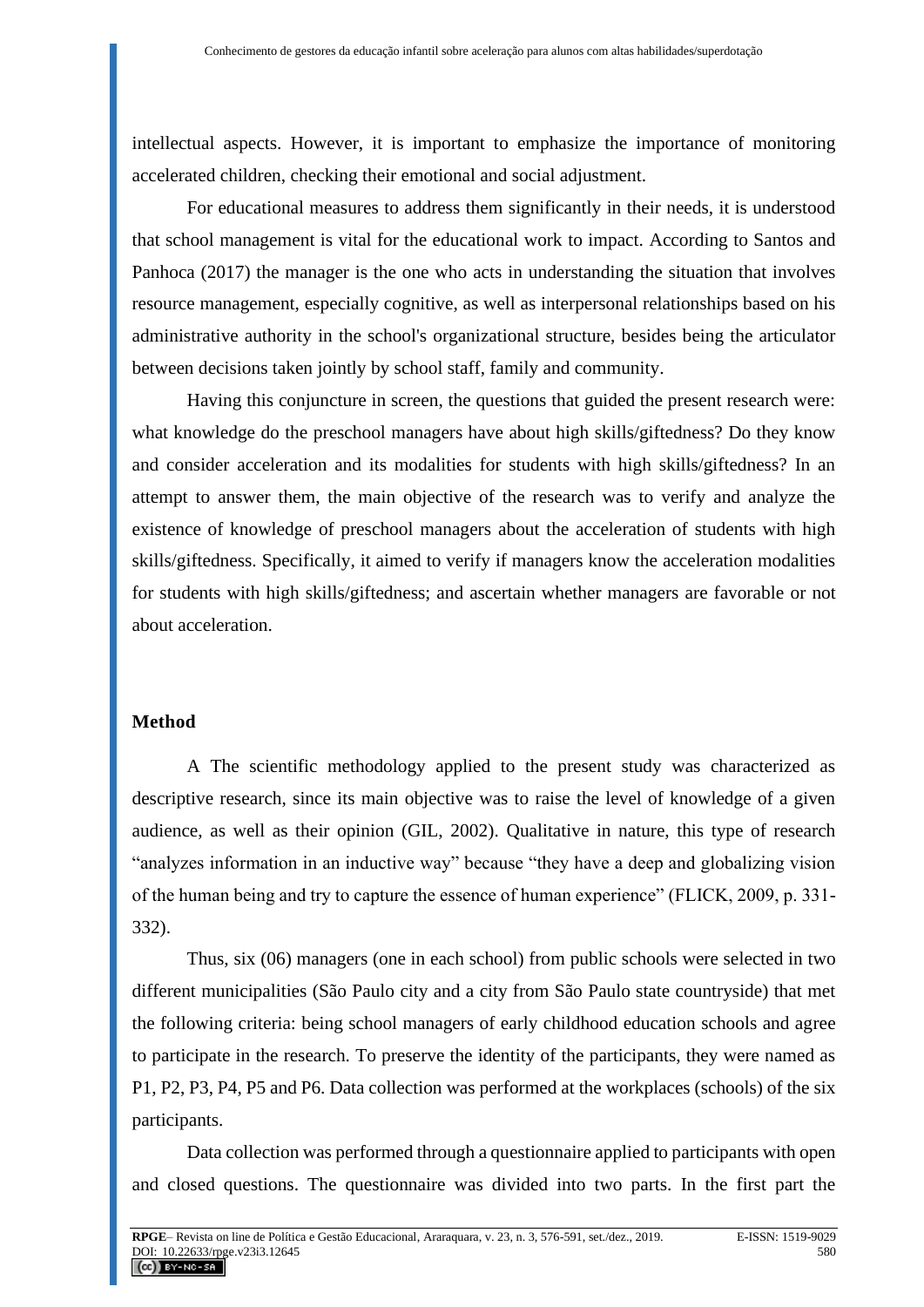intellectual aspects. However, it is important to emphasize the importance of monitoring accelerated children, checking their emotional and social adjustment.

For educational measures to address them significantly in their needs, it is understood that school management is vital for the educational work to impact. According to Santos and Panhoca (2017) the manager is the one who acts in understanding the situation that involves resource management, especially cognitive, as well as interpersonal relationships based on his administrative authority in the school's organizational structure, besides being the articulator between decisions taken jointly by school staff, family and community.

Having this conjuncture in screen, the questions that guided the present research were: what knowledge do the preschool managers have about high skills/giftedness? Do they know and consider acceleration and its modalities for students with high skills/giftedness? In an attempt to answer them, the main objective of the research was to verify and analyze the existence of knowledge of preschool managers about the acceleration of students with high skills/giftedness. Specifically, it aimed to verify if managers know the acceleration modalities for students with high skills/giftedness; and ascertain whether managers are favorable or not about acceleration.

## Method

A The scientific methodology applied to the present study was characterized as descriptive research, since its main objective was to raise the level of knowledge of a given audience, as well as their opinion (GIL, 2002). Qualitative in nature, this type of research "analyzes information in an inductive way" because "they have a deep and globalizing vision of the human being and try to capture the essence of human experience" (FLICK, 2009, p. 331-332).

Thus, six (06) managers (one in each school) from public schools were selected in two different municipalities (São Paulo city and a city from São Paulo state countryside) that met the following criteria: being school managers of early childhood education schools and agree to participate in the research. To preserve the identity of the participants, they were named as P1, P2, P3, P4, P5 and P6. Data collection was performed at the workplaces (schools) of the six participants.

Data collection was performed through a questionnaire applied to participants with open and closed questions. The questionnaire was divided into two parts. In the first part the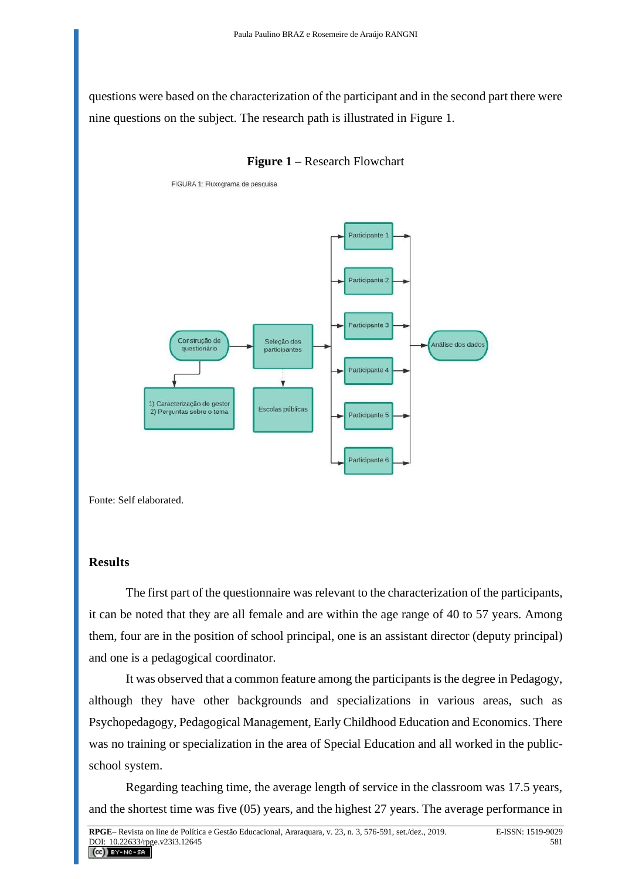questions were based on the characterization of the participant and in the second part there were nine questions on the subject. The research path is illustrated in Figure 1.

**Figure 1** – Research Flowchart

FIGURA 1: Fluxograma de pesquisa

Construção de questionário → Seleção dos participantes → Participante 1, Participante 2, Participante 3, Participante 4, Participante 5, Participante 6 → Análise dos dados

Construção de questionário → 1) Caracterização do gestor 2) Perguntas sobre o tema

Seleção dos participantes → Escolas públicas

Fonte: Self elaborated.

## Results

The first part of the questionnaire was relevant to the characterization of the participants, it can be noted that they are all female and are within the age range of 40 to 57 years. Among them, four are in the position of school principal, one is an assistant director (deputy principal) and one is a pedagogical coordinator.

It was observed that a common feature among the participants is the degree in Pedagogy, although they have other backgrounds and specializations in various areas, such as Psychopedagogy, Pedagogical Management, Early Childhood Education and Economics. There was no training or specialization in the area of Special Education and all worked in the public-school system.

Regarding teaching time, the average length of service in the classroom was 17.5 years, and the shortest time was five (05) years, and the highest 27 years. The average performance in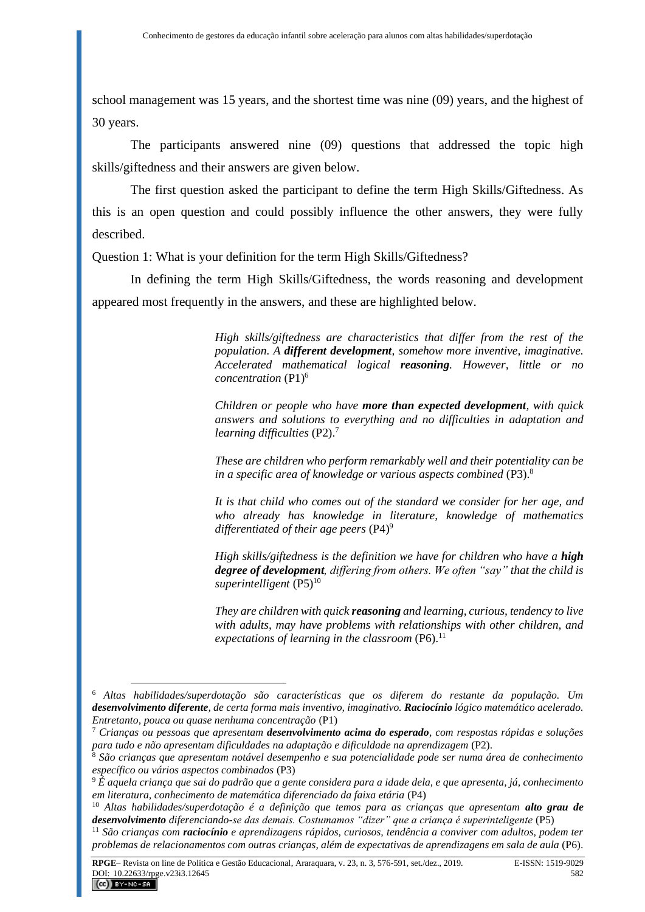school management was 15 years, and the shortest time was nine (09) years, and the highest of 30 years.

The participants answered nine (09) questions that addressed the topic high skills/giftedness and their answers are given below.

The first question asked the participant to define the term High Skills/Giftedness. As this is an open question and could possibly influence the other answers, they were fully described.

Question 1: What is your definition for the term High Skills/Giftedness?

In defining the term High Skills/Giftedness, the words reasoning and development appeared most frequently in the answers, and these are highlighted below.

> *High skills/giftedness are characteristics that differ from the rest of the population. A **different development**, somehow more inventive, imaginative. Accelerated mathematical logical **reasoning**. However, little or no concentration* (P1)[6]
>
> *Children or people who have **more than expected development**, with quick answers and solutions to everything and no difficulties in adaptation and learning difficulties* (P2).[7]
>
> *These are children who perform remarkably well and their potentiality can be in a specific area of knowledge or various aspects combined* (P3).[8]
>
> *It is that child who comes out of the standard we consider for her age, and who already has knowledge in literature, knowledge of mathematics differentiated of their age peers* (P4)[9]
>
> *High skills/giftedness is the definition we have for children who have a **high degree of development**, differing from others. We often "say" that the child is superintelligent* (P5)[10]
>
> *They are children with quick **reasoning** and learning, curious, tendency to live with adults, may have problems with relationships with other children, and expectations of learning in the classroom* (P6).[11]

---

[6] *Altas habilidades/superdotação são características que os diferem do restante da população. Um **desenvolvimento diferente**, de certa forma mais inventivo, imaginativo. **Raciocínio** lógico matemático acelerado. Entretanto, pouca ou quase nenhuma concentração* (P1)

[7] *Crianças ou pessoas que apresentam **desenvolvimento acima do esperado**, com respostas rápidas e soluções para tudo e não apresentam dificuldades na adaptação e dificuldade na aprendizagem* (P2).

[8] *São crianças que apresentam notável desempenho e sua potencialidade pode ser numa área de conhecimento específico ou vários aspectos combinados* (P3)

[9] *É aquela criança que sai do padrão que a gente considera para a idade dela, e que apresenta, já, conhecimento em literatura, conhecimento de matemática diferenciado da faixa etária* (P4)

[10] *Altas habilidades/superdotação é a definição que temos para as crianças que apresentam **alto grau de desenvolvimento** diferenciando-se das demais. Costumamos "dizer" que a criança é superinteligente* (P5)

[11] *São crianças com **raciocínio** e aprendizagens rápidos, curiosos, tendência a conviver com adultos, podem ter problemas de relacionamentos com outras crianças, além de expectativas de aprendizagens em sala de aula* (P6).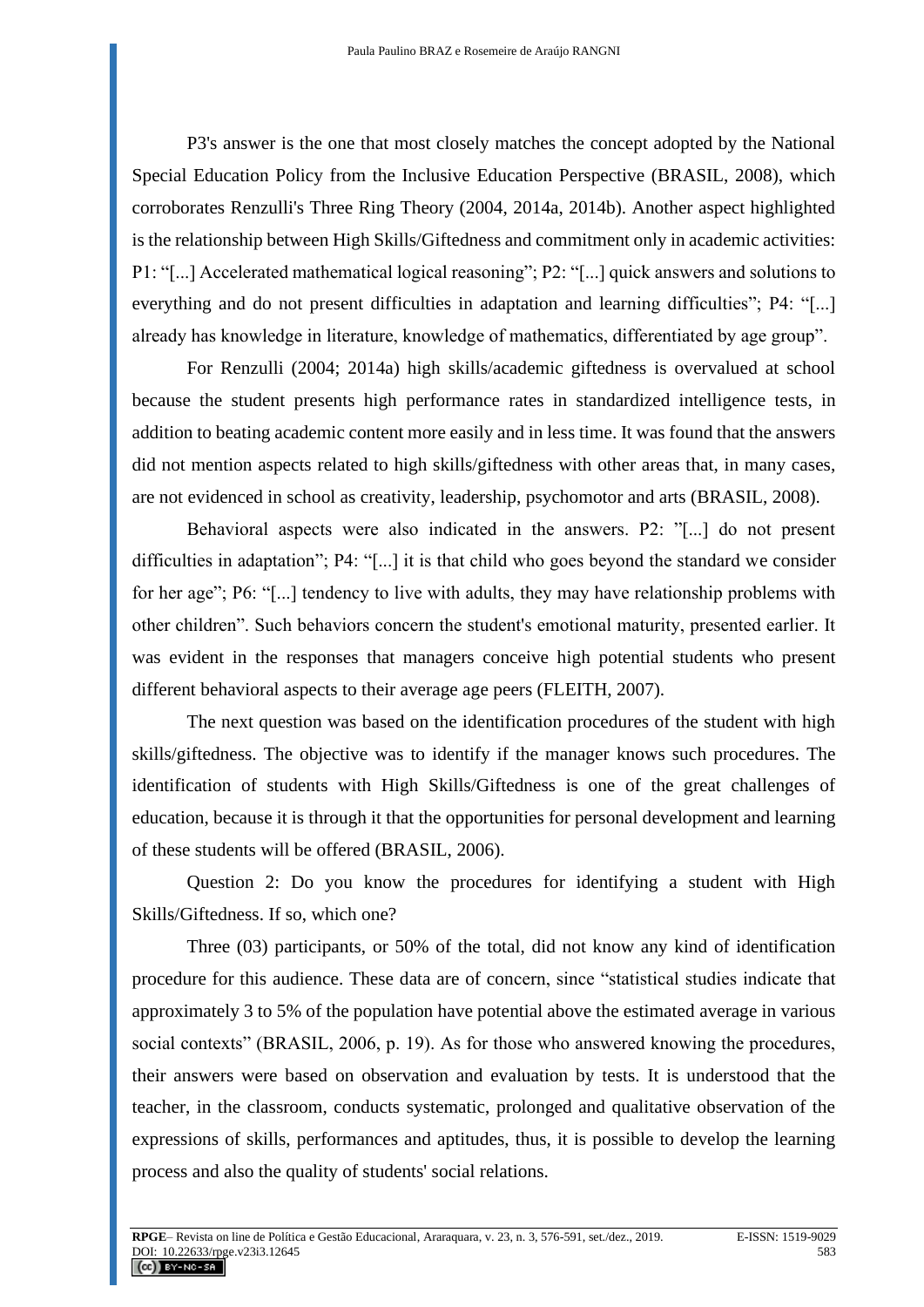P3's answer is the one that most closely matches the concept adopted by the National Special Education Policy from the Inclusive Education Perspective (BRASIL, 2008), which corroborates Renzulli's Three Ring Theory (2004, 2014a, 2014b). Another aspect highlighted is the relationship between High Skills/Giftedness and commitment only in academic activities: P1: "[...] Accelerated mathematical logical reasoning"; P2: "[...] quick answers and solutions to everything and do not present difficulties in adaptation and learning difficulties"; P4: "[...] already has knowledge in literature, knowledge of mathematics, differentiated by age group".

For Renzulli (2004; 2014a) high skills/academic giftedness is overvalued at school because the student presents high performance rates in standardized intelligence tests, in addition to beating academic content more easily and in less time. It was found that the answers did not mention aspects related to high skills/giftedness with other areas that, in many cases, are not evidenced in school as creativity, leadership, psychomotor and arts (BRASIL, 2008).

Behavioral aspects were also indicated in the answers. P2: "[...] do not present difficulties in adaptation"; P4: "[...] it is that child who goes beyond the standard we consider for her age"; P6: "[...] tendency to live with adults, they may have relationship problems with other children". Such behaviors concern the student's emotional maturity, presented earlier. It was evident in the responses that managers conceive high potential students who present different behavioral aspects to their average age peers (FLEITH, 2007).

The next question was based on the identification procedures of the student with high skills/giftedness. The objective was to identify if the manager knows such procedures. The identification of students with High Skills/Giftedness is one of the great challenges of education, because it is through it that the opportunities for personal development and learning of these students will be offered (BRASIL, 2006).

Question 2: Do you know the procedures for identifying a student with High Skills/Giftedness. If so, which one?

Three (03) participants, or 50% of the total, did not know any kind of identification procedure for this audience. These data are of concern, since "statistical studies indicate that approximately 3 to 5% of the population have potential above the estimated average in various social contexts" (BRASIL, 2006, p. 19). As for those who answered knowing the procedures, their answers were based on observation and evaluation by tests. It is understood that the teacher, in the classroom, conducts systematic, prolonged and qualitative observation of the expressions of skills, performances and aptitudes, thus, it is possible to develop the learning process and also the quality of students' social relations.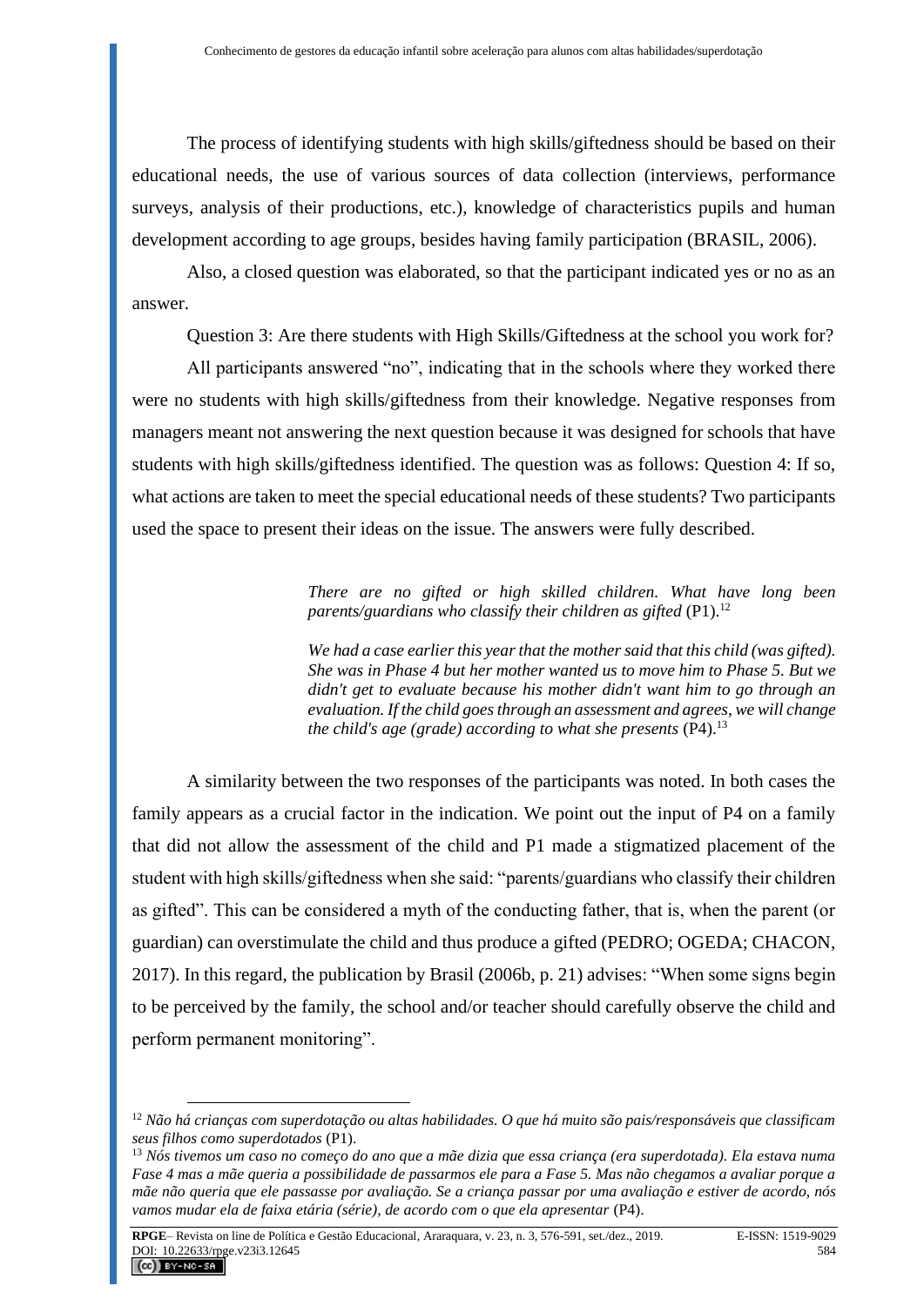The process of identifying students with high skills/giftedness should be based on their educational needs, the use of various sources of data collection (interviews, performance surveys, analysis of their productions, etc.), knowledge of characteristics pupils and human development according to age groups, besides having family participation (BRASIL, 2006).

Also, a closed question was elaborated, so that the participant indicated yes or no as an answer.

Question 3: Are there students with High Skills/Giftedness at the school you work for?

All participants answered "no", indicating that in the schools where they worked there were no students with high skills/giftedness from their knowledge. Negative responses from managers meant not answering the next question because it was designed for schools that have students with high skills/giftedness identified. The question was as follows: Question 4: If so, what actions are taken to meet the special educational needs of these students? Two participants used the space to present their ideas on the issue. The answers were fully described.

> *There are no gifted or high skilled children. What have long been parents/guardians who classify their children as gifted* (P1).[12]
>
> *We had a case earlier this year that the mother said that this child (was gifted). She was in Phase 4 but her mother wanted us to move him to Phase 5. But we didn't get to evaluate because his mother didn't want him to go through an evaluation. If the child goes through an assessment and agrees, we will change the child's age (grade) according to what she presents* (P4).[13]

A similarity between the two responses of the participants was noted. In both cases the family appears as a crucial factor in the indication. We point out the input of P4 on a family that did not allow the assessment of the child and P1 made a stigmatized placement of the student with high skills/giftedness when she said: "parents/guardians who classify their children as gifted". This can be considered a myth of the conducting father, that is, when the parent (or guardian) can overstimulate the child and thus produce a gifted (PEDRO; OGEDA; CHACON, 2017). In this regard, the publication by Brasil (2006b, p. 21) advises: "When some signs begin to be perceived by the family, the school and/or teacher should carefully observe the child and perform permanent monitoring".

---

[12] *Não há crianças com superdotação ou altas habilidades. O que há muito são pais/responsáveis que classificam seus filhos como superdotados* (P1).

[13] *Nós tivemos um caso no começo do ano que a mãe dizia que essa criança (era superdotada). Ela estava numa Fase 4 mas a mãe queria a possibilidade de passarmos ele para a Fase 5. Mas não chegamos a avaliar porque a mãe não queria que ele passasse por avaliação. Se a criança passar por uma avaliação e estiver de acordo, nós vamos mudar ela de faixa etária (série), de acordo com o que ela apresentar* (P4).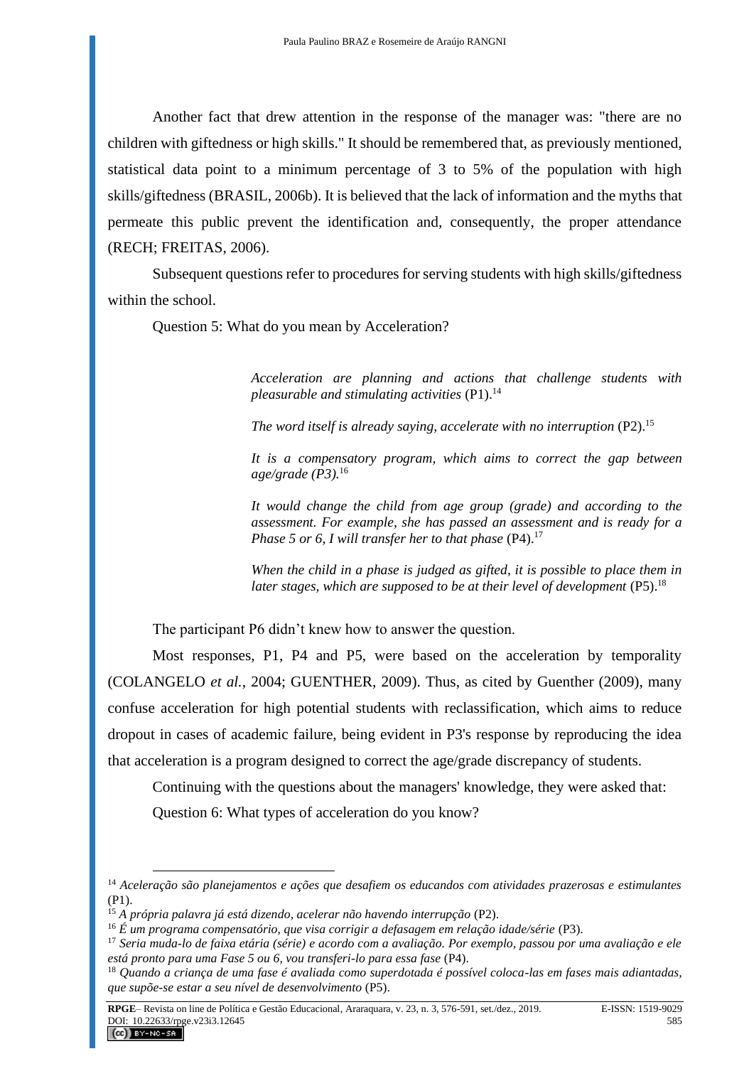Another fact that drew attention in the response of the manager was: "there are no children with giftedness or high skills." It should be remembered that, as previously mentioned, statistical data point to a minimum percentage of 3 to 5% of the population with high skills/giftedness (BRASIL, 2006b). It is believed that the lack of information and the myths that permeate this public prevent the identification and, consequently, the proper attendance (RECH; FREITAS, 2006).

Subsequent questions refer to procedures for serving students with high skills/giftedness within the school.

Question 5: What do you mean by Acceleration?

> *Acceleration are planning and actions that challenge students with pleasurable and stimulating activities* (P1).[14]
>
> *The word itself is already saying, accelerate with no interruption* (P2).[15]
>
> *It is a compensatory program, which aims to correct the gap between age/grade (P3).*[16]
>
> *It would change the child from age group (grade) and according to the assessment. For example, she has passed an assessment and is ready for a Phase 5 or 6, I will transfer her to that phase* (P4).[17]
>
> *When the child in a phase is judged as gifted, it is possible to place them in later stages, which are supposed to be at their level of development* (P5).[18]

The participant P6 didn't knew how to answer the question.

Most responses, P1, P4 and P5, were based on the acceleration by temporality (COLANGELO *et al.*, 2004; GUENTHER, 2009). Thus, as cited by Guenther (2009), many confuse acceleration for high potential students with reclassification, which aims to reduce dropout in cases of academic failure, being evident in P3's response by reproducing the idea that acceleration is a program designed to correct the age/grade discrepancy of students.

Continuing with the questions about the managers' knowledge, they were asked that:

Question 6: What types of acceleration do you know?

---

[14] *Aceleração são planejamentos e ações que desafiem os educandos com atividades prazerosas e estimulantes* (P1).

[15] *A própria palavra já está dizendo, acelerar não havendo interrupção* (P2).

[16] *É um programa compensatório, que visa corrigir a defasagem em relação idade/série* (P3).

[17] *Seria muda-lo de faixa etária (série) e acordo com a avaliação. Por exemplo, passou por uma avaliação e ele está pronto para uma Fase 5 ou 6, vou transferi-lo para essa fase* (P4).

[18] *Quando a criança de uma fase é avaliada como superdotada é possível coloca-las em fases mais adiantadas, que supõe-se estar a seu nível de desenvolvimento* (P5).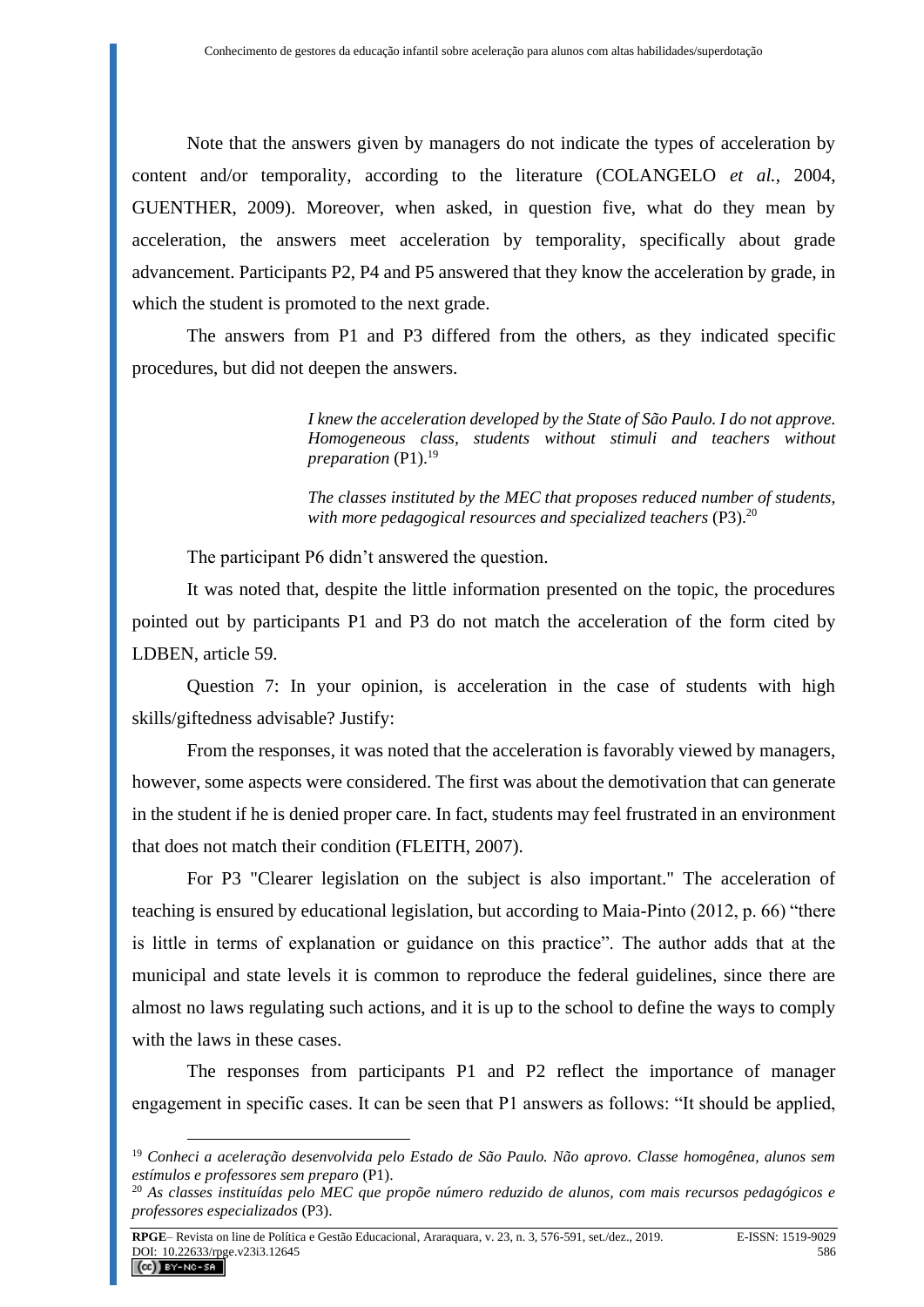Note that the answers given by managers do not indicate the types of acceleration by content and/or temporality, according to the literature (COLANGELO *et al.*, 2004, GUENTHER, 2009). Moreover, when asked, in question five, what do they mean by acceleration, the answers meet acceleration by temporality, specifically about grade advancement. Participants P2, P4 and P5 answered that they know the acceleration by grade, in which the student is promoted to the next grade.

The answers from P1 and P3 differed from the others, as they indicated specific procedures, but did not deepen the answers.

> *I knew the acceleration developed by the State of São Paulo. I do not approve. Homogeneous class, students without stimuli and teachers without preparation* (P1).[19]
>
> *The classes instituted by the MEC that proposes reduced number of students, with more pedagogical resources and specialized teachers* (P3).[20]

The participant P6 didn't answered the question.

It was noted that, despite the little information presented on the topic, the procedures pointed out by participants P1 and P3 do not match the acceleration of the form cited by LDBEN, article 59.

Question 7: In your opinion, is acceleration in the case of students with high skills/giftedness advisable? Justify:

From the responses, it was noted that the acceleration is favorably viewed by managers, however, some aspects were considered. The first was about the demotivation that can generate in the student if he is denied proper care. In fact, students may feel frustrated in an environment that does not match their condition (FLEITH, 2007).

For P3 "Clearer legislation on the subject is also important." The acceleration of teaching is ensured by educational legislation, but according to Maia-Pinto (2012, p. 66) "there is little in terms of explanation or guidance on this practice". The author adds that at the municipal and state levels it is common to reproduce the federal guidelines, since there are almost no laws regulating such actions, and it is up to the school to define the ways to comply with the laws in these cases.

The responses from participants P1 and P2 reflect the importance of manager engagement in specific cases. It can be seen that P1 answers as follows: "It should be applied,

---

[19] *Conheci a aceleração desenvolvida pelo Estado de São Paulo. Não aprovo. Classe homogênea, alunos sem estímulos e professores sem preparo* (P1).

[20] *As classes instituídas pelo MEC que propõe número reduzido de alunos, com mais recursos pedagógicos e professores especializados* (P3).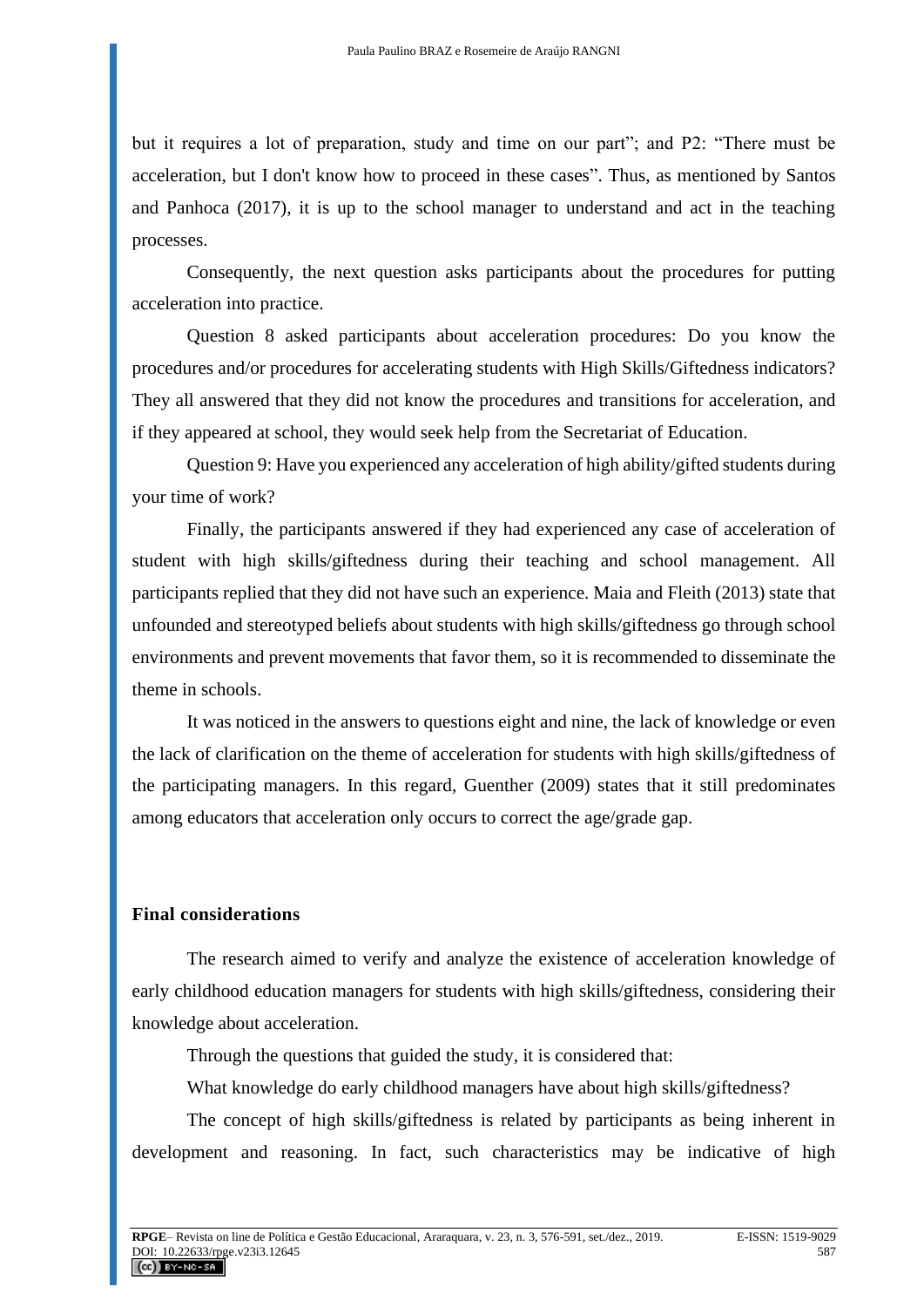but it requires a lot of preparation, study and time on our part"; and P2: "There must be acceleration, but I don't know how to proceed in these cases". Thus, as mentioned by Santos and Panhoca (2017), it is up to the school manager to understand and act in the teaching processes.

Consequently, the next question asks participants about the procedures for putting acceleration into practice.

Question 8 asked participants about acceleration procedures: Do you know the procedures and/or procedures for accelerating students with High Skills/Giftedness indicators? They all answered that they did not know the procedures and transitions for acceleration, and if they appeared at school, they would seek help from the Secretariat of Education.

Question 9: Have you experienced any acceleration of high ability/gifted students during your time of work?

Finally, the participants answered if they had experienced any case of acceleration of student with high skills/giftedness during their teaching and school management. All participants replied that they did not have such an experience. Maia and Fleith (2013) state that unfounded and stereotyped beliefs about students with high skills/giftedness go through school environments and prevent movements that favor them, so it is recommended to disseminate the theme in schools.

It was noticed in the answers to questions eight and nine, the lack of knowledge or even the lack of clarification on the theme of acceleration for students with high skills/giftedness of the participating managers. In this regard, Guenther (2009) states that it still predominates among educators that acceleration only occurs to correct the age/grade gap.

## Final considerations

The research aimed to verify and analyze the existence of acceleration knowledge of early childhood education managers for students with high skills/giftedness, considering their knowledge about acceleration.

Through the questions that guided the study, it is considered that:

What knowledge do early childhood managers have about high skills/giftedness?

The concept of high skills/giftedness is related by participants as being inherent in development and reasoning. In fact, such characteristics may be indicative of high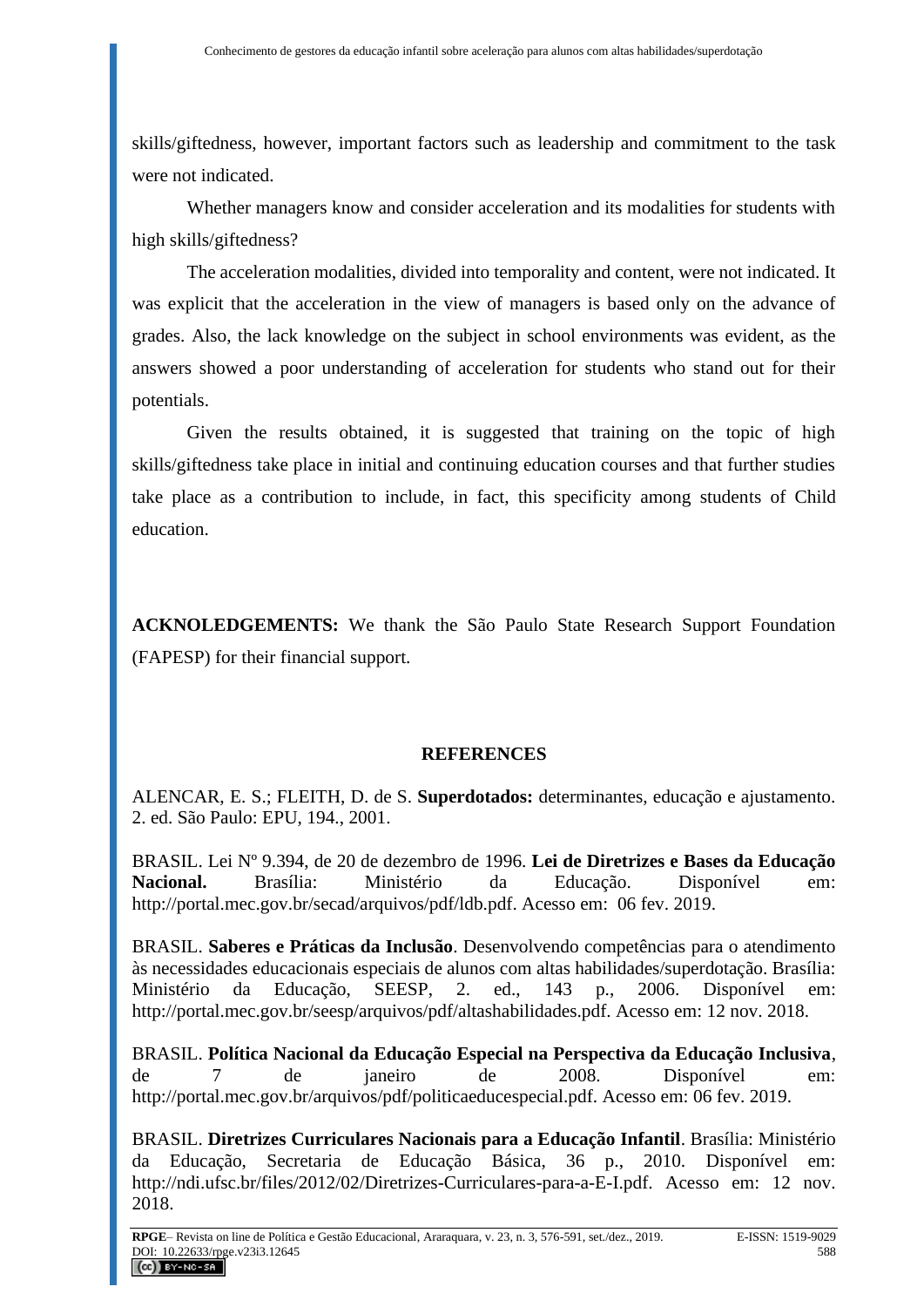skills/giftedness, however, important factors such as leadership and commitment to the task were not indicated.

Whether managers know and consider acceleration and its modalities for students with high skills/giftedness?

The acceleration modalities, divided into temporality and content, were not indicated. It was explicit that the acceleration in the view of managers is based only on the advance of grades. Also, the lack knowledge on the subject in school environments was evident, as the answers showed a poor understanding of acceleration for students who stand out for their potentials.

Given the results obtained, it is suggested that training on the topic of high skills/giftedness take place in initial and continuing education courses and that further studies take place as a contribution to include, in fact, this specificity among students of Child education.

**ACKNOLEDGEMENTS:** We thank the São Paulo State Research Support Foundation (FAPESP) for their financial support.

## REFERENCES

ALENCAR, E. S.; FLEITH, D. de S. **Superdotados:** determinantes, educação e ajustamento. 2. ed. São Paulo: EPU, 194., 2001.

BRASIL. Lei Nº 9.394, de 20 de dezembro de 1996. **Lei de Diretrizes e Bases da Educação Nacional.** Brasília: Ministério da Educação. Disponível em: http://portal.mec.gov.br/secad/arquivos/pdf/ldb.pdf. Acesso em: 06 fev. 2019.

BRASIL. **Saberes e Práticas da Inclusão**. Desenvolvendo competências para o atendimento às necessidades educacionais especiais de alunos com altas habilidades/superdotação. Brasília: Ministério da Educação, SEESP, 2. ed., 143 p., 2006. Disponível em: http://portal.mec.gov.br/seesp/arquivos/pdf/altashabilidades.pdf. Acesso em: 12 nov. 2018.

BRASIL. **Política Nacional da Educação Especial na Perspectiva da Educação Inclusiva**, de 7 de janeiro de 2008. Disponível em: http://portal.mec.gov.br/arquivos/pdf/politicaeducespecial.pdf. Acesso em: 06 fev. 2019.

BRASIL. **Diretrizes Curriculares Nacionais para a Educação Infantil**. Brasília: Ministério da Educação, Secretaria de Educação Básica, 36 p., 2010. Disponível em: http://ndi.ufsc.br/files/2012/02/Diretrizes-Curriculares-para-a-E-I.pdf. Acesso em: 12 nov. 2018.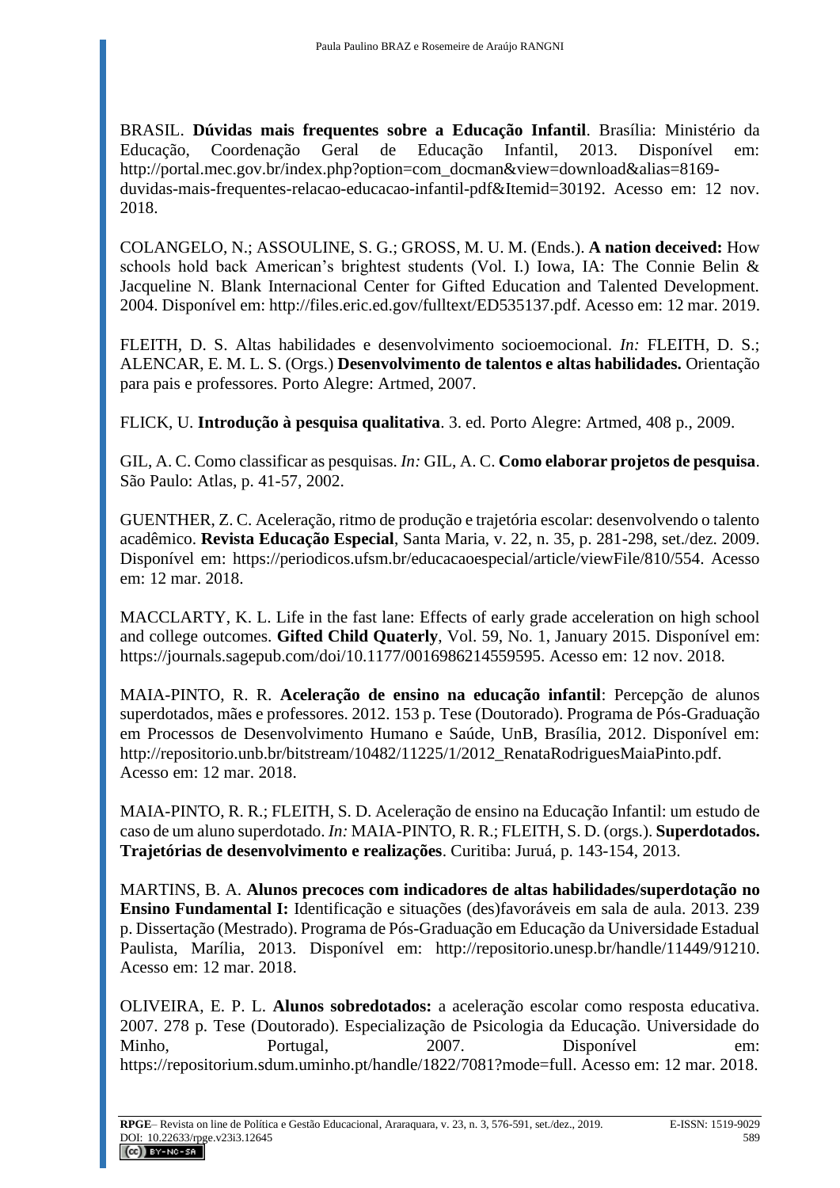BRASIL. **Dúvidas mais frequentes sobre a Educação Infantil**. Brasília: Ministério da Educação, Coordenação Geral de Educação Infantil, 2013. Disponível em: http://portal.mec.gov.br/index.php?option=com_docman&view=download&alias=8169-duvidas-mais-frequentes-relacao-educacao-infantil-pdf&Itemid=30192. Acesso em: 12 nov. 2018.

COLANGELO, N.; ASSOULINE, S. G.; GROSS, M. U. M. (Ends.). **A nation deceived:** How schools hold back American's brightest students (Vol. I.) Iowa, IA: The Connie Belin & Jacqueline N. Blank Internacional Center for Gifted Education and Talented Development. 2004. Disponível em: http://files.eric.ed.gov/fulltext/ED535137.pdf. Acesso em: 12 mar. 2019.

FLEITH, D. S. Altas habilidades e desenvolvimento socioemocional. *In:* FLEITH, D. S.; ALENCAR, E. M. L. S. (Orgs.) **Desenvolvimento de talentos e altas habilidades.** Orientação para pais e professores. Porto Alegre: Artmed, 2007.

FLICK, U. **Introdução à pesquisa qualitativa**. 3. ed. Porto Alegre: Artmed, 408 p., 2009.

GIL, A. C. Como classificar as pesquisas. *In:* GIL, A. C. **Como elaborar projetos de pesquisa**. São Paulo: Atlas, p. 41-57, 2002.

GUENTHER, Z. C. Aceleração, ritmo de produção e trajetória escolar: desenvolvendo o talento acadêmico. **Revista Educação Especial**, Santa Maria, v. 22, n. 35, p. 281-298, set./dez. 2009. Disponível em: https://periodicos.ufsm.br/educacaoespecial/article/viewFile/810/554. Acesso em: 12 mar. 2018.

MACCLARTY, K. L. Life in the fast lane: Effects of early grade acceleration on high school and college outcomes. **Gifted Child Quaterly**, Vol. 59, No. 1, January 2015. Disponível em: https://journals.sagepub.com/doi/10.1177/0016986214559595. Acesso em: 12 nov. 2018.

MAIA-PINTO, R. R. **Aceleração de ensino na educação infantil**: Percepção de alunos superdotados, mães e professores. 2012. 153 p. Tese (Doutorado). Programa de Pós-Graduação em Processos de Desenvolvimento Humano e Saúde, UnB, Brasília, 2012. Disponível em: http://repositorio.unb.br/bitstream/10482/11225/1/2012_RenataRodriguesMaiaPinto.pdf. Acesso em: 12 mar. 2018.

MAIA-PINTO, R. R.; FLEITH, S. D. Aceleração de ensino na Educação Infantil: um estudo de caso de um aluno superdotado. *In:* MAIA-PINTO, R. R.; FLEITH, S. D. (orgs.). **Superdotados. Trajetórias de desenvolvimento e realizações**. Curitiba: Juruá, p. 143-154, 2013.

MARTINS, B. A. **Alunos precoces com indicadores de altas habilidades/superdotação no Ensino Fundamental I:** Identificação e situações (des)favoráveis em sala de aula. 2013. 239 p. Dissertação (Mestrado). Programa de Pós-Graduação em Educação da Universidade Estadual Paulista, Marília, 2013. Disponível em: http://repositorio.unesp.br/handle/11449/91210. Acesso em: 12 mar. 2018.

OLIVEIRA, E. P. L. **Alunos sobredotados:** a aceleração escolar como resposta educativa. 2007. 278 p. Tese (Doutorado). Especialização de Psicologia da Educação. Universidade do Minho, Portugal, 2007. Disponível em: https://repositorium.sdum.uminho.pt/handle/1822/7081?mode=full. Acesso em: 12 mar. 2018.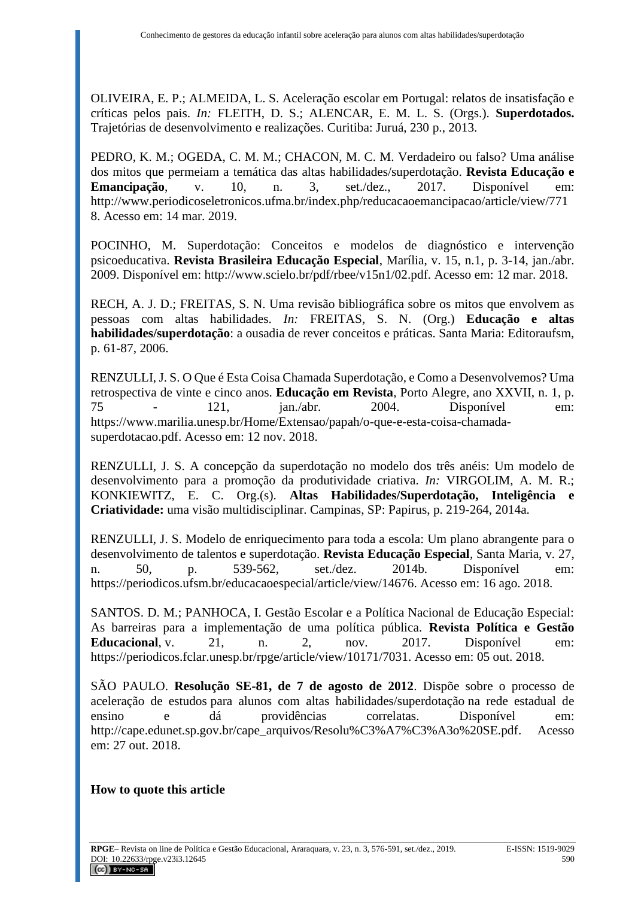OLIVEIRA, E. P.; ALMEIDA, L. S. Aceleração escolar em Portugal: relatos de insatisfação e críticas pelos pais. *In:* FLEITH, D. S.; ALENCAR, E. M. L. S. (Orgs.). **Superdotados.** Trajetórias de desenvolvimento e realizações. Curitiba: Juruá, 230 p., 2013.

PEDRO, K. M.; OGEDA, C. M. M.; CHACON, M. C. M. Verdadeiro ou falso? Uma análise dos mitos que permeiam a temática das altas habilidades/superdotação. **Revista Educação e Emancipação**, v. 10, n. 3, set./dez., 2017. Disponível em: http://www.periodicoseletronicos.ufma.br/index.php/reducacaoemancipacao/article/view/7718. Acesso em: 14 mar. 2019.

POCINHO, M. Superdotação: Conceitos e modelos de diagnóstico e intervenção psicoeducativa. **Revista Brasileira Educação Especial**, Marília, v. 15, n.1, p. 3-14, jan./abr. 2009. Disponível em: http://www.scielo.br/pdf/rbee/v15n1/02.pdf. Acesso em: 12 mar. 2018.

RECH, A. J. D.; FREITAS, S. N. Uma revisão bibliográfica sobre os mitos que envolvem as pessoas com altas habilidades. *In:* FREITAS, S. N. (Org.) **Educação e altas habilidades/superdotação**: a ousadia de rever conceitos e práticas. Santa Maria: Editoraufsm, p. 61-87, 2006.

RENZULLI, J. S. O Que é Esta Coisa Chamada Superdotação, e Como a Desenvolvemos? Uma retrospectiva de vinte e cinco anos. **Educação em Revista**, Porto Alegre, ano XXVII, n. 1, p. 75 - 121, jan./abr. 2004. Disponível em: https://www.marilia.unesp.br/Home/Extensao/papah/o-que-e-esta-coisa-chamada-superdotacao.pdf. Acesso em: 12 nov. 2018.

RENZULLI, J. S. A concepção da superdotação no modelo dos três anéis: Um modelo de desenvolvimento para a promoção da produtividade criativa. *In:* VIRGOLIM, A. M. R.; KONKIEWITZ, E. C. Org.(s). **Altas Habilidades/Superdotação, Inteligência e Criatividade:** uma visão multidisciplinar. Campinas, SP: Papirus, p. 219-264, 2014a.

RENZULLI, J. S. Modelo de enriquecimento para toda a escola: Um plano abrangente para o desenvolvimento de talentos e superdotação. **Revista Educação Especial**, Santa Maria, v. 27, n. 50, p. 539-562, set./dez. 2014b. Disponível em: https://periodicos.ufsm.br/educacaoespecial/article/view/14676. Acesso em: 16 ago. 2018.

SANTOS. D. M.; PANHOCA, I. Gestão Escolar e a Política Nacional de Educação Especial: As barreiras para a implementação de uma política pública. **Revista Política e Gestão Educacional**, v. 21, n. 2, nov. 2017. Disponível em: https://periodicos.fclar.unesp.br/rpge/article/view/10171/7031. Acesso em: 05 out. 2018.

SÃO PAULO. **Resolução SE-81, de 7 de agosto de 2012**. Dispõe sobre o processo de aceleração de estudos para alunos com altas habilidades/superdotação na rede estadual de ensino e dá providências correlatas. Disponível em: http://cape.edunet.sp.gov.br/cape_arquivos/Resolu%C3%A7%C3%A3o%20SE.pdf. Acesso em: 27 out. 2018.

**How to quote this article**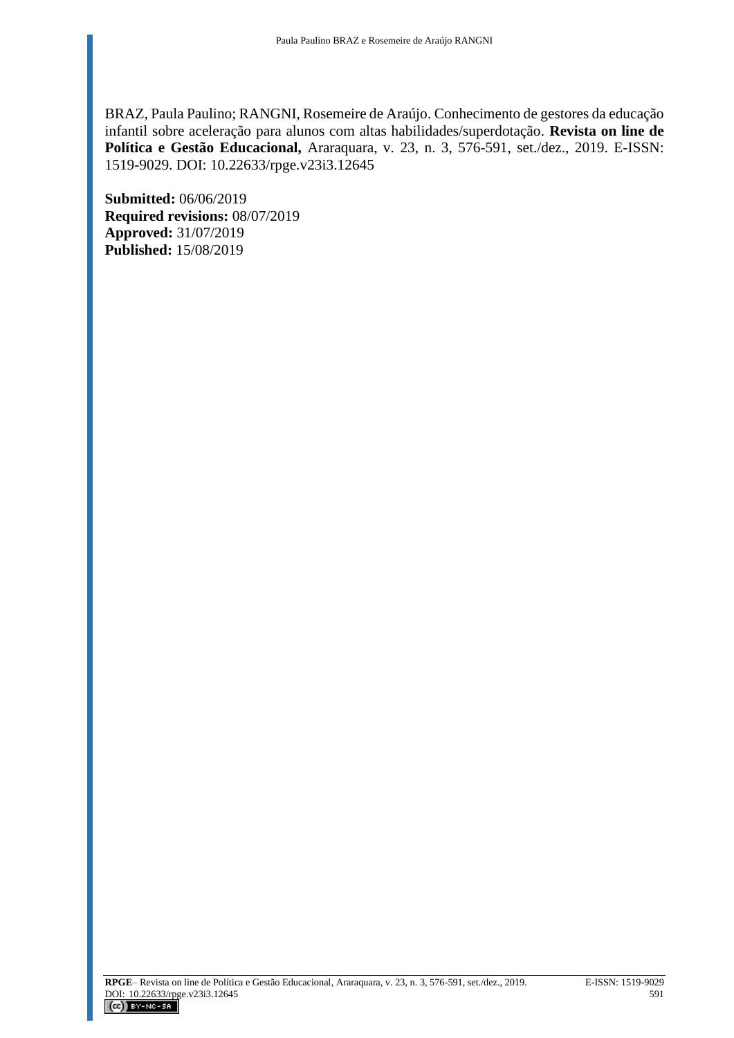BRAZ, Paula Paulino; RANGNI, Rosemeire de Araújo. Conhecimento de gestores da educação infantil sobre aceleração para alunos com altas habilidades/superdotação. **Revista on line de Política e Gestão Educacional,** Araraquara, v. 23, n. 3, 576-591, set./dez., 2019. E-ISSN: 1519-9029. DOI: 10.22633/rpge.v23i3.12645

**Submitted:** 06/06/2019
**Required revisions:** 08/07/2019
**Approved:** 31/07/2019
**Published:** 15/08/2019